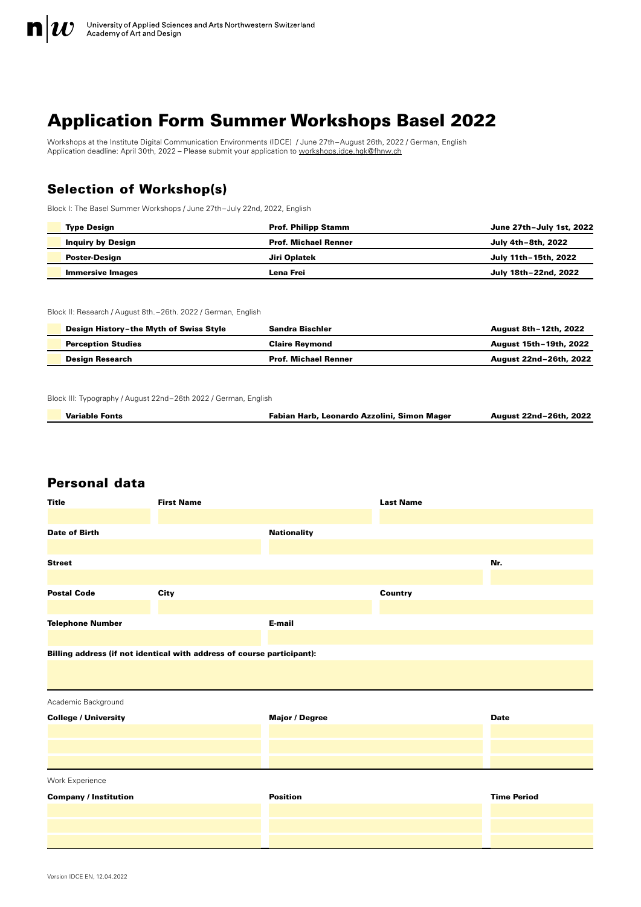University of Applied Sciences and Arts Northwestern Switzerland
Academy of Art and Design

# Application Form Summer Workshops Basel 2022

Workshops at the Institute Digital Communication Environments (IDCE) / June 27th–August 26th, 2022 / German, English
Application deadline: April 30th, 2022 – Please submit your application to workshops.idce.hgk@fhnw.ch

## Selection of Workshop(s)

Block I: The Basel Summer Workshops / June 27th–July 22nd, 2022, English

| | Workshop | Instructor | Dates |
|---|---|---|---|
| | **Type Design** | **Prof. Philipp Stamm** | **June 27th–July 1st, 2022** |
| | **Inquiry by Design** | **Prof. Michael Renner** | **July 4th–8th, 2022** |
| | **Poster-Design** | **Jiri Oplatek** | **July 11th–15th, 2022** |
| | **Immersive Images** | **Lena Frei** | **July 18th–22nd, 2022** |

Block II: Research / August 8th.–26th. 2022 / German, English

| | Workshop | Instructor | Dates |
|---|---|---|---|
| | **Design History–the Myth of Swiss Style** | **Sandra Bischler** | **August 8th–12th, 2022** |
| | **Perception Studies** | **Claire Reymond** | **August 15th–19th, 2022** |
| | **Design Research** | **Prof. Michael Renner** | **August 22nd–26th, 2022** |

Block III: Typography / August 22nd–26th 2022 / German, English

| | Workshop | Instructor | Dates |
|---|---|---|---|
| | **Variable Fonts** | **Fabian Harb, Leonardo Azzolini, Simon Mager** | **August 22nd–26th, 2022** |

## Personal data

| **Title** | **First Name** | **Last Name** |
|---|---|---|
| | | |

| **Date of Birth** | **Nationality** |
|---|---|
| | |

| **Street** | **Nr.** |
|---|---|
| | |

| **Postal Code** | **City** | **Country** |
|---|---|---|
| | | |

| **Telephone Number** | **E-mail** |
|---|---|
| | |

**Billing address (if not identical with address of course participant):**

Academic Background

| **College / University** | **Major / Degree** | **Date** |
|---|---|---|
| | | |
| | | |
| | | |

Work Experience

| **Company / Institution** | **Position** | **Time Period** |
|---|---|---|
| | | |
| | | |
| | | |

Version IDCE EN, 12.04.2022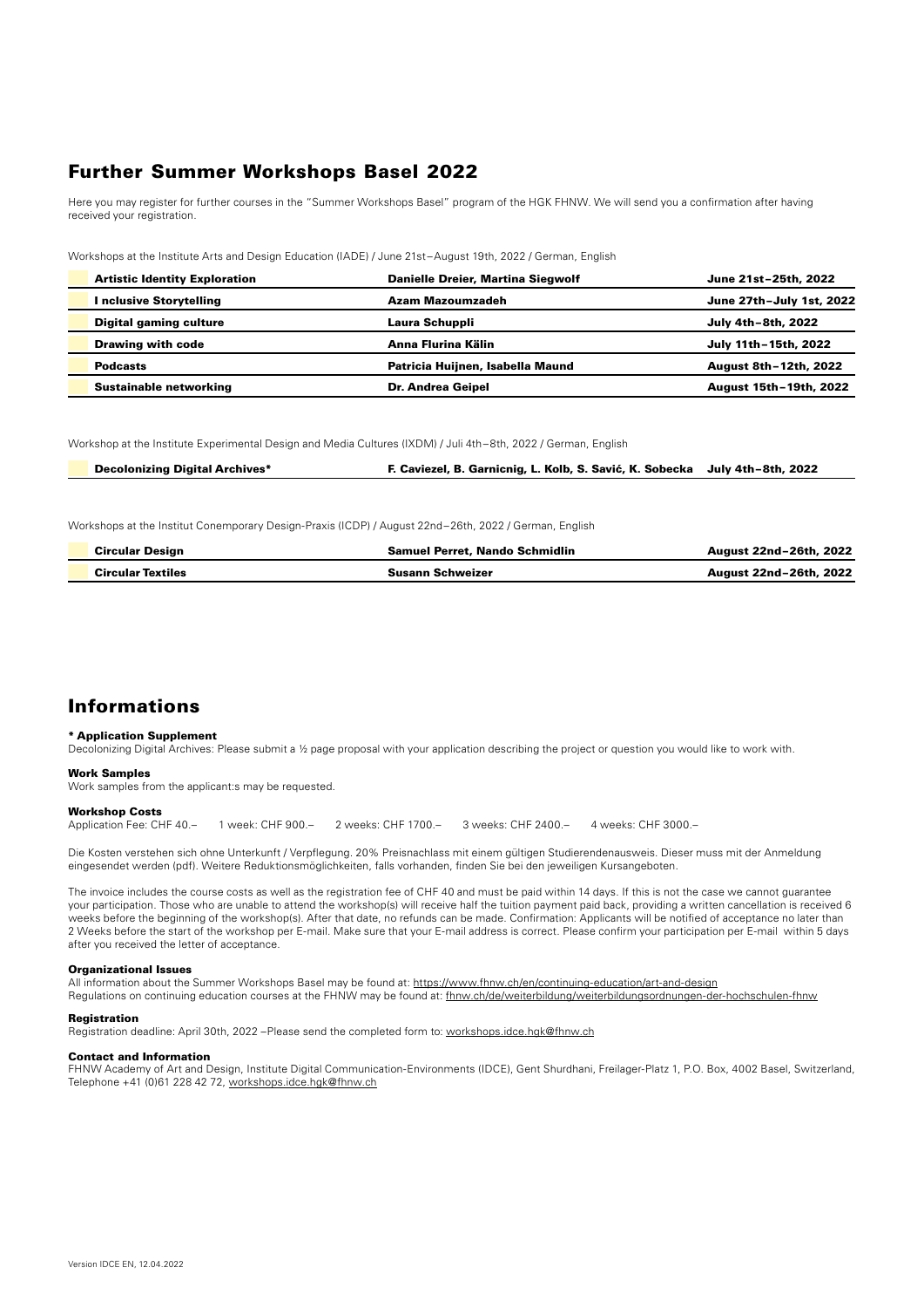## Further Summer Workshops Basel 2022

Here you may register for further courses in the "Summer Workshops Basel" program of the HGK FHNW. We will send you a confirmation after having received your registration.

Workshops at the Institute Arts and Design Education (IADE) / June 21st–August 19th, 2022 / German, English

| | | | |
|---|---|---|---|
| | **Artistic Identity Exploration** | **Danielle Dreier, Martina Siegwolf** | **June 21st–25th, 2022** |
| | **I nclusive Storytelling** | **Azam Mazoumzadeh** | **June 27th–July 1st, 2022** |
| | **Digital gaming culture** | **Laura Schuppli** | **July 4th–8th, 2022** |
| | **Drawing with code** | **Anna Flurina Kälin** | **July 11th–15th, 2022** |
| | **Podcasts** | **Patricia Huijnen, Isabella Maund** | **August 8th–12th, 2022** |
| | **Sustainable networking** | **Dr. Andrea Geipel** | **August 15th–19th, 2022** |

Workshop at the Institute Experimental Design and Media Cultures (IXDM) / Juli 4th–8th, 2022 / German, English

| | | | |
|---|---|---|---|
| | **Decolonizing Digital Archives*** | **F. Caviezel, B. Garnicnig, L. Kolb, S. Savić, K. Sobecka** | **July 4th–8th, 2022** |

Workshops at the Institut Conemporary Design-Praxis (ICDP) / August 22nd–26th, 2022 / German, English

| | | | |
|---|---|---|---|
| | **Circular Design** | **Samuel Perret, Nando Schmidlin** | **August 22nd–26th, 2022** |
| | **Circular Textiles** | **Susann Schweizer** | **August 22nd–26th, 2022** |

## Informations

**\* Application Supplement**
Decolonizing Digital Archives: Please submit a ½ page proposal with your application describing the project or question you would like to work with.

**Work Samples**
Work samples from the applicant:s may be requested.

**Workshop Costs**
Application Fee: CHF 40.– 1 week: CHF 900.– 2 weeks: CHF 1700.– 3 weeks: CHF 2400.– 4 weeks: CHF 3000.–

Die Kosten verstehen sich ohne Unterkunft / Verpflegung. 20% Preisnachlass mit einem gültigen Studierendenausweis. Dieser muss mit der Anmeldung eingesendet werden (pdf). Weitere Reduktionsmöglichkeiten, falls vorhanden, finden Sie bei den jeweiligen Kursangeboten.

The invoice includes the course costs as well as the registration fee of CHF 40 and must be paid within 14 days. If this is not the case we cannot guarantee your participation. Those who are unable to attend the workshop(s) will receive half the tuition payment paid back, providing a written cancellation is received 6 weeks before the beginning of the workshop(s). After that date, no refunds can be made. Confirmation: Applicants will be notified of acceptance no later than 2 Weeks before the start of the workshop per E-mail. Make sure that your E-mail address is correct. Please confirm your participation per E-mail within 5 days after you received the letter of acceptance.

**Organizational Issues**
All information about the Summer Workshops Basel may be found at: https://www.fhnw.ch/en/continuing-education/art-and-design
Regulations on continuing education courses at the FHNW may be found at: fhnw.ch/de/weiterbildung/weiterbildungsordnungen-der-hochschulen-fhnw

**Registration**
Registration deadline: April 30th, 2022 –Please send the completed form to: workshops.idce.hgk@fhnw.ch

**Contact and Information**
FHNW Academy of Art and Design, Institute Digital Communication-Environments (IDCE), Gent Shurdhani, Freilager-Platz 1, P.O. Box, 4002 Basel, Switzerland, Telephone +41 (0)61 228 42 72, workshops.idce.hgk@fhnw.ch

Version IDCE EN, 12.04.2022